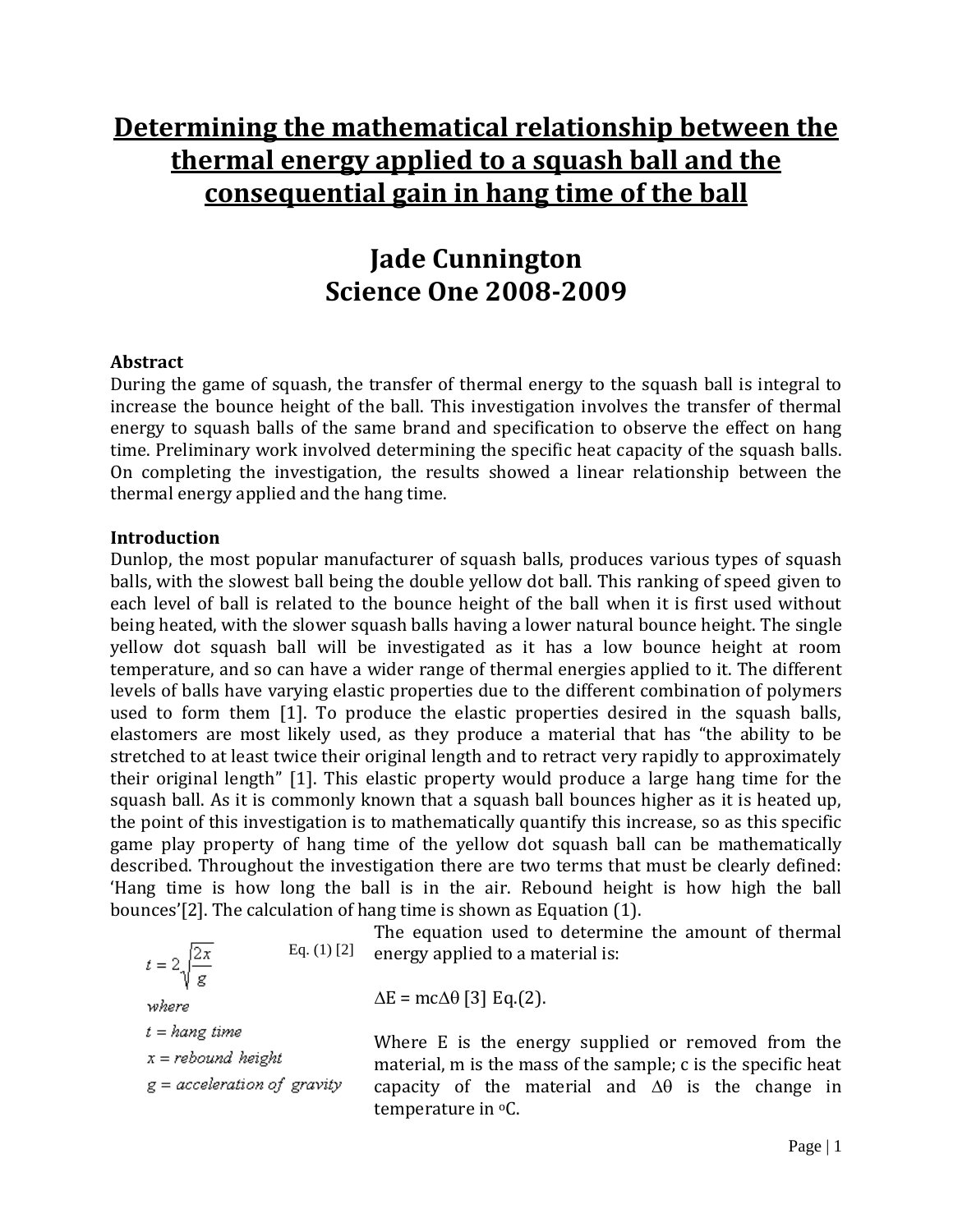# Determining the mathematical relationship between the thermal energy applied to a squash ball and the consequential gain in hang time of the ball

## Jade Cunnington
## Science One 2008-2009

**Abstract**

During the game of squash, the transfer of thermal energy to the squash ball is integral to increase the bounce height of the ball. This investigation involves the transfer of thermal energy to squash balls of the same brand and specification to observe the effect on hang time. Preliminary work involved determining the specific heat capacity of the squash balls. On completing the investigation, the results showed a linear relationship between the thermal energy applied and the hang time.

**Introduction**

Dunlop, the most popular manufacturer of squash balls, produces various types of squash balls, with the slowest ball being the double yellow dot ball. This ranking of speed given to each level of ball is related to the bounce height of the ball when it is first used without being heated, with the slower squash balls having a lower natural bounce height. The single yellow dot squash ball will be investigated as it has a low bounce height at room temperature, and so can have a wider range of thermal energies applied to it. The different levels of balls have varying elastic properties due to the different combination of polymers used to form them [1]. To produce the elastic properties desired in the squash balls, elastomers are most likely used, as they produce a material that has "the ability to be stretched to at least twice their original length and to retract very rapidly to approximately their original length" [1]. This elastic property would produce a large hang time for the squash ball. As it is commonly known that a squash ball bounces higher as it is heated up, the point of this investigation is to mathematically quantify this increase, so as this specific game play property of hang time of the yellow dot squash ball can be mathematically described. Throughout the investigation there are two terms that must be clearly defined: 'Hang time is how long the ball is in the air. Rebound height is how high the ball bounces'[2]. The calculation of hang time is shown as Equation (1).

$$t = 2\sqrt{\frac{2x}{g}} \quad \text{Eq. (1) [2]}$$

*where*

*t = hang time*

*x = rebound height*

*g = acceleration of gravity*

The equation used to determine the amount of thermal energy applied to a material is:

$\Delta E = mc\Delta\theta$ [3] Eq.(2).

Where E is the energy supplied or removed from the material, m is the mass of the sample; c is the specific heat capacity of the material and $\Delta\theta$ is the change in temperature in $^{o}$C.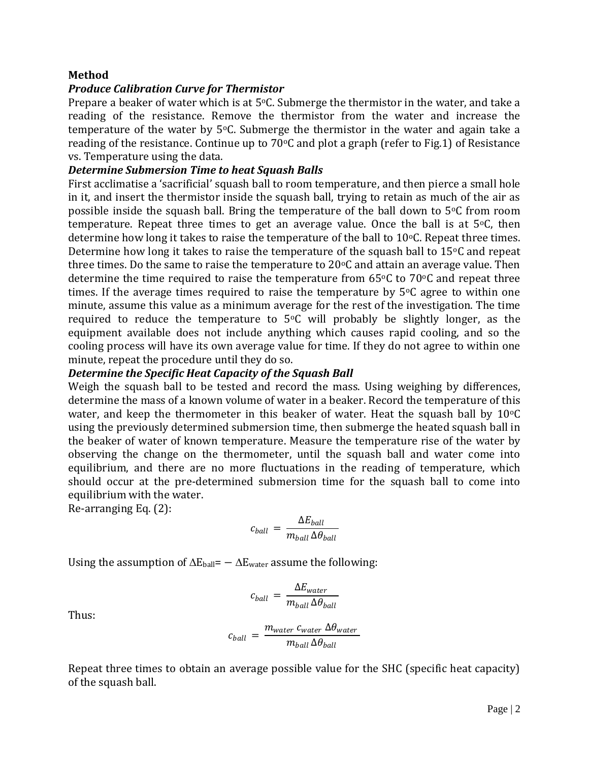**Method**

***Produce Calibration Curve for Thermistor***

Prepare a beaker of water which is at 5°C. Submerge the thermistor in the water, and take a reading of the resistance. Remove the thermistor from the water and increase the temperature of the water by 5°C. Submerge the thermistor in the water and again take a reading of the resistance. Continue up to 70°C and plot a graph (refer to Fig.1) of Resistance vs. Temperature using the data.

***Determine Submersion Time to heat Squash Balls***

First acclimatise a 'sacrificial' squash ball to room temperature, and then pierce a small hole in it, and insert the thermistor inside the squash ball, trying to retain as much of the air as possible inside the squash ball. Bring the temperature of the ball down to 5°C from room temperature. Repeat three times to get an average value. Once the ball is at 5°C, then determine how long it takes to raise the temperature of the ball to 10°C. Repeat three times. Determine how long it takes to raise the temperature of the squash ball to 15°C and repeat three times. Do the same to raise the temperature to 20°C and attain an average value. Then determine the time required to raise the temperature from 65°C to 70°C and repeat three times. If the average times required to raise the temperature by 5°C agree to within one minute, assume this value as a minimum average for the rest of the investigation. The time required to reduce the temperature to 5°C will probably be slightly longer, as the equipment available does not include anything which causes rapid cooling, and so the cooling process will have its own average value for time. If they do not agree to within one minute, repeat the procedure until they do so.

***Determine the Specific Heat Capacity of the Squash Ball***

Weigh the squash ball to be tested and record the mass. Using weighing by differences, determine the mass of a known volume of water in a beaker. Record the temperature of this water, and keep the thermometer in this beaker of water. Heat the squash ball by 10°C using the previously determined submersion time, then submerge the heated squash ball in the beaker of water of known temperature. Measure the temperature rise of the water by observing the change on the thermometer, until the squash ball and water come into equilibrium, and there are no more fluctuations in the reading of temperature, which should occur at the pre-determined submersion time for the squash ball to come into equilibrium with the water.

Re-arranging Eq. (2):

$$c_{ball} = \frac{\Delta E_{ball}}{m_{ball}\,\Delta\theta_{ball}}$$

Using the assumption of $\Delta E_{ball} = -\Delta E_{water}$ assume the following:

$$c_{ball} = \frac{\Delta E_{water}}{m_{ball}\,\Delta\theta_{ball}}$$

Thus:

$$c_{ball} = \frac{m_{water}\,c_{water}\,\Delta\theta_{water}}{m_{ball}\,\Delta\theta_{ball}}$$

Repeat three times to obtain an average possible value for the SHC (specific heat capacity) of the squash ball.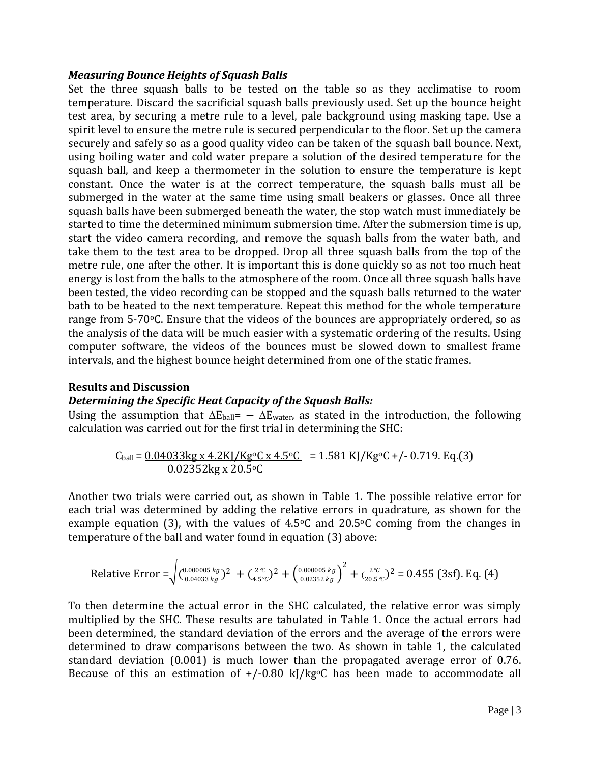### *Measuring Bounce Heights of Squash Balls*

Set the three squash balls to be tested on the table so as they acclimatise to room temperature. Discard the sacrificial squash balls previously used. Set up the bounce height test area, by securing a metre rule to a level, pale background using masking tape. Use a spirit level to ensure the metre rule is secured perpendicular to the floor. Set up the camera securely and safely so as a good quality video can be taken of the squash ball bounce. Next, using boiling water and cold water prepare a solution of the desired temperature for the squash ball, and keep a thermometer in the solution to ensure the temperature is kept constant. Once the water is at the correct temperature, the squash balls must all be submerged in the water at the same time using small beakers or glasses. Once all three squash balls have been submerged beneath the water, the stop watch must immediately be started to time the determined minimum submersion time. After the submersion time is up, start the video camera recording, and remove the squash balls from the water bath, and take them to the test area to be dropped. Drop all three squash balls from the top of the metre rule, one after the other. It is important this is done quickly so as not too much heat energy is lost from the balls to the atmosphere of the room. Once all three squash balls have been tested, the video recording can be stopped and the squash balls returned to the water bath to be heated to the next temperature. Repeat this method for the whole temperature range from 5-70$^o$C. Ensure that the videos of the bounces are appropriately ordered, so as the analysis of the data will be much easier with a systematic ordering of the results. Using computer software, the videos of the bounces must be slowed down to smallest frame intervals, and the highest bounce height determined from one of the static frames.

## Results and Discussion

### *Determining the Specific Heat Capacity of the Squash Balls:*

Using the assumption that $\Delta E_{ball} = -\Delta E_{water}$, as stated in the introduction, the following calculation was carried out for the first trial in determining the SHC:

$$C_{ball} = \frac{0.04033\text{kg} \times 4.2\text{KJ/Kg}^o\text{C} \times 4.5^o\text{C}}{0.02352\text{kg} \times 20.5^o\text{C}} = 1.581 \text{ KJ/Kg}^o\text{C} +/- 0.719. \text{ Eq.(3)}$$

Another two trials were carried out, as shown in Table 1. The possible relative error for each trial was determined by adding the relative errors in quadrature, as shown for the example equation (3), with the values of 4.5$^o$C and 20.5$^o$C coming from the changes in temperature of the ball and water found in equation (3) above:

$$\text{Relative Error} = \sqrt{\left(\frac{0.000005\,kg}{0.04033\,kg}\right)^2 + \left(\frac{2\,^\circ C}{4.5\,^\circ C}\right)^2 + \left(\frac{0.000005\,kg}{0.02352\,kg}\right)^2 + \left(\frac{2\,^\circ C}{20.5\,^\circ C}\right)^2} = 0.455 \text{ (3sf). Eq. (4)}$$

To then determine the actual error in the SHC calculated, the relative error was simply multiplied by the SHC. These results are tabulated in Table 1. Once the actual errors had been determined, the standard deviation of the errors and the average of the errors were determined to draw comparisons between the two. As shown in table 1, the calculated standard deviation (0.001) is much lower than the propagated average error of 0.76. Because of this an estimation of +/-0.80 kJ/kg$^o$C has been made to accommodate all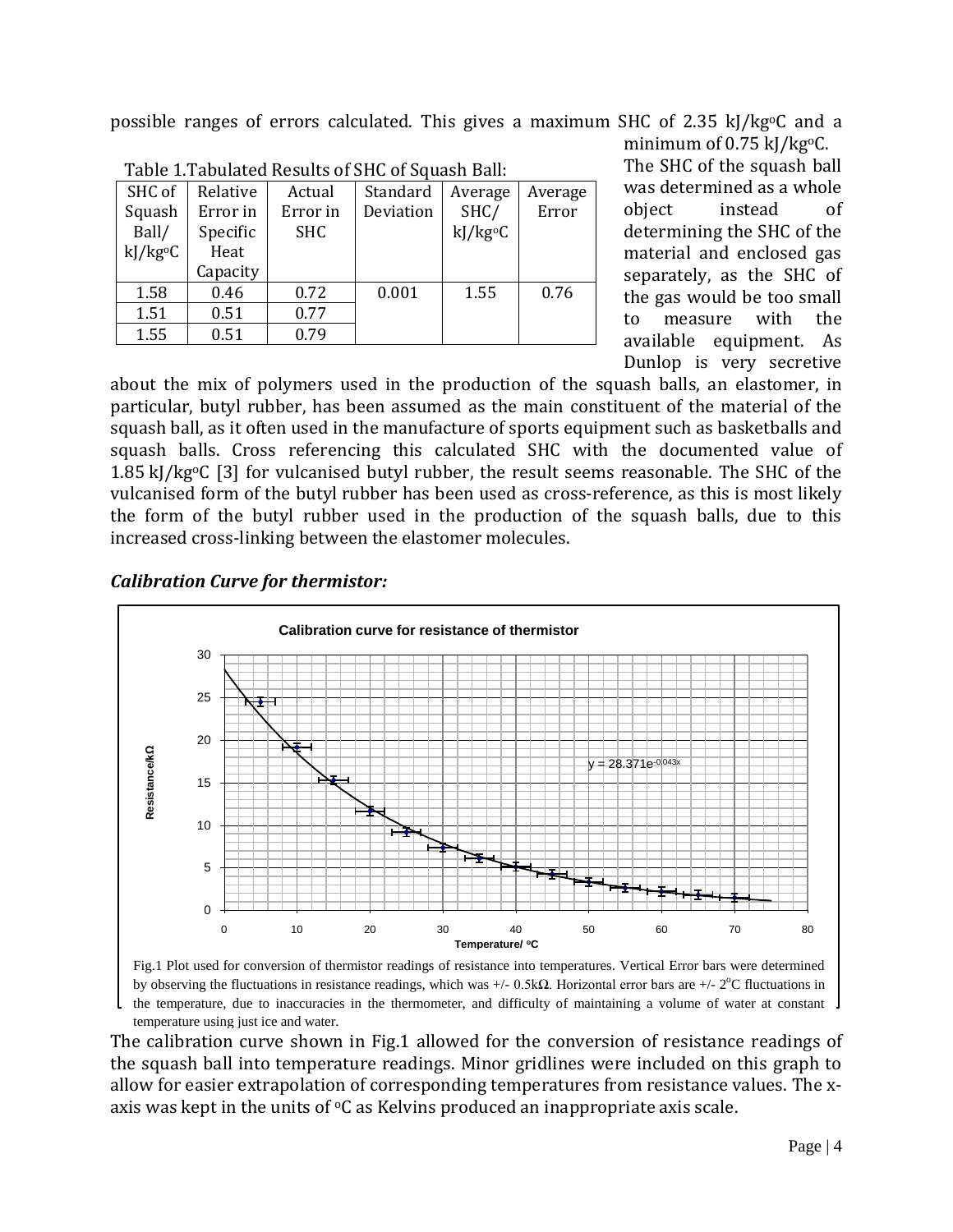possible ranges of errors calculated. This gives a maximum SHC of 2.35 kJ/kg°C and a minimum of 0.75 kJ/kg°C.

Table 1.Tabulated Results of SHC of Squash Ball:

| SHC of Squash Ball/ kJ/kg°C | Relative Error in Specific Heat Capacity | Actual Error in SHC | Standard Deviation | Average SHC/ kJ/kg°C | Average Error |
|---|---|---|---|---|---|
| 1.58 | 0.46 | 0.72 | 0.001 | 1.55 | 0.76 |
| 1.51 | 0.51 | 0.77 | | | |
| 1.55 | 0.51 | 0.79 | | | |

The SHC of the squash ball was determined as a whole object instead of determining the SHC of the material and enclosed gas separately, as the SHC of the gas would be too small to measure with the available equipment. As Dunlop is very secretive about the mix of polymers used in the production of the squash balls, an elastomer, in particular, butyl rubber, has been assumed as the main constituent of the material of the squash ball, as it often used in the manufacture of sports equipment such as basketballs and squash balls. Cross referencing this calculated SHC with the documented value of 1.85 kJ/kg°C [3] for vulcanised butyl rubber, the result seems reasonable. The SHC of the vulcanised form of the butyl rubber has been used as cross-reference, as this is most likely the form of the butyl rubber used in the production of the squash balls, due to this increased cross-linking between the elastomer molecules.

***Calibration Curve for thermistor:***

Fig.1 Plot used for conversion of thermistor readings of resistance into temperatures. Vertical Error bars were determined by observing the fluctuations in resistance readings, which was +/- 0.5kΩ. Horizontal error bars are +/- 2°C fluctuations in the temperature, due to inaccuracies in the thermometer, and difficulty of maintaining a volume of water at constant temperature using just ice and water.

The calibration curve shown in Fig.1 allowed for the conversion of resistance readings of the squash ball into temperature readings. Minor gridlines were included on this graph to allow for easier extrapolation of corresponding temperatures from resistance values. The x-axis was kept in the units of °C as Kelvins produced an inappropriate axis scale.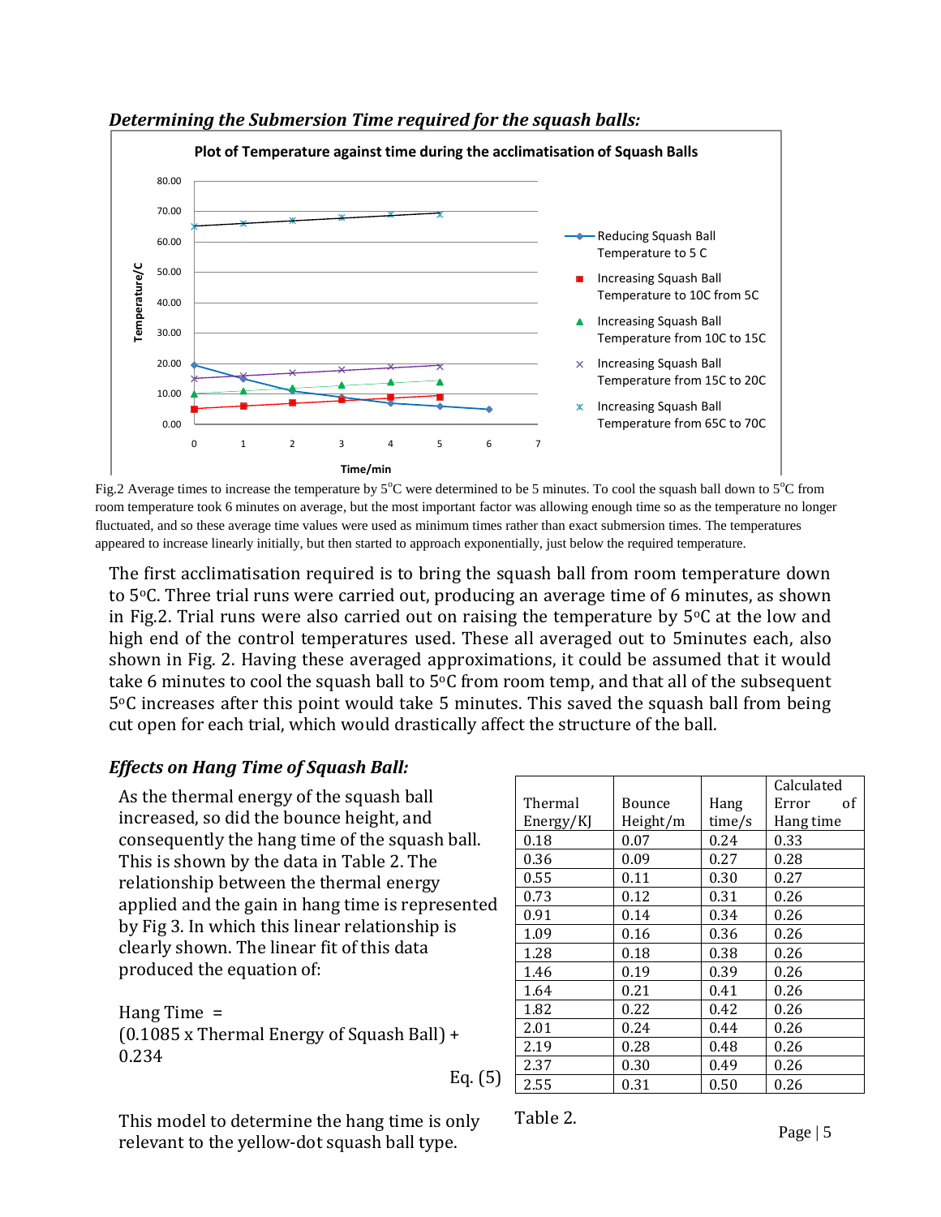### *Determining the Submersion Time required for the squash balls:*

Fig.2 Average times to increase the temperature by 5°C were determined to be 5 minutes. To cool the squash ball down to 5°C from room temperature took 6 minutes on average, but the most important factor was allowing enough time so as the temperature no longer fluctuated, and so these average time values were used as minimum times rather than exact submersion times. The temperatures appeared to increase linearly initially, but then started to approach exponentially, just below the required temperature.

The first acclimatisation required is to bring the squash ball from room temperature down to 5°C. Three trial runs were carried out, producing an average time of 6 minutes, as shown in Fig.2. Trial runs were also carried out on raising the temperature by 5°C at the low and high end of the control temperatures used. These all averaged out to 5minutes each, also shown in Fig. 2. Having these averaged approximations, it could be assumed that it would take 6 minutes to cool the squash ball to 5°C from room temp, and that all of the subsequent 5°C increases after this point would take 5 minutes. This saved the squash ball from being cut open for each trial, which would drastically affect the structure of the ball.

### *Effects on Hang Time of Squash Ball:*

As the thermal energy of the squash ball increased, so did the bounce height, and consequently the hang time of the squash ball. This is shown by the data in Table 2. The relationship between the thermal energy applied and the gain in hang time is represented by Fig 3. In which this linear relationship is clearly shown. The linear fit of this data produced the equation of:

Hang Time = (0.1085 x Thermal Energy of Squash Ball) + 0.234

Eq. (5)

| Thermal Energy/KJ | Bounce Height/m | Hang time/s | Calculated Error of Hang time |
|---|---|---|---|
| 0.18 | 0.07 | 0.24 | 0.33 |
| 0.36 | 0.09 | 0.27 | 0.28 |
| 0.55 | 0.11 | 0.30 | 0.27 |
| 0.73 | 0.12 | 0.31 | 0.26 |
| 0.91 | 0.14 | 0.34 | 0.26 |
| 1.09 | 0.16 | 0.36 | 0.26 |
| 1.28 | 0.18 | 0.38 | 0.26 |
| 1.46 | 0.19 | 0.39 | 0.26 |
| 1.64 | 0.21 | 0.41 | 0.26 |
| 1.82 | 0.22 | 0.42 | 0.26 |
| 2.01 | 0.24 | 0.44 | 0.26 |
| 2.19 | 0.28 | 0.48 | 0.26 |
| 2.37 | 0.30 | 0.49 | 0.26 |
| 2.55 | 0.31 | 0.50 | 0.26 |

Table 2.

This model to determine the hang time is only relevant to the yellow-dot squash ball type.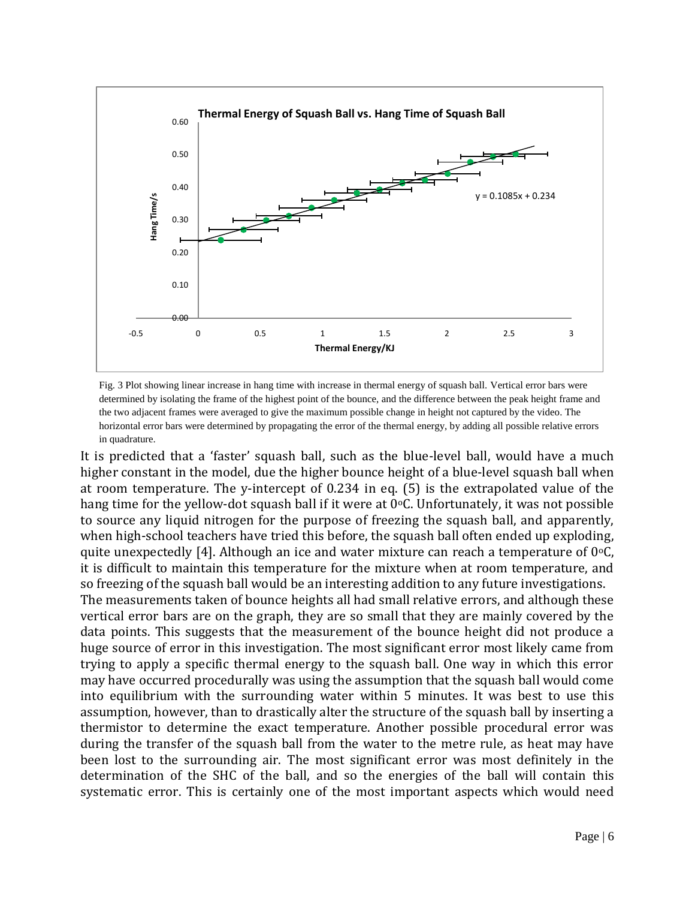Fig. 3 Plot showing linear increase in hang time with increase in thermal energy of squash ball. Vertical error bars were determined by isolating the frame of the highest point of the bounce, and the difference between the peak height frame and the two adjacent frames were averaged to give the maximum possible change in height not captured by the video. The horizontal error bars were determined by propagating the error of the thermal energy, by adding all possible relative errors in quadrature.

It is predicted that a 'faster' squash ball, such as the blue-level ball, would have a much higher constant in the model, due the higher bounce height of a blue-level squash ball when at room temperature. The y-intercept of 0.234 in eq. (5) is the extrapolated value of the hang time for the yellow-dot squash ball if it were at 0°C. Unfortunately, it was not possible to source any liquid nitrogen for the purpose of freezing the squash ball, and apparently, when high-school teachers have tried this before, the squash ball often ended up exploding, quite unexpectedly [4]. Although an ice and water mixture can reach a temperature of 0°C, it is difficult to maintain this temperature for the mixture when at room temperature, and so freezing of the squash ball would be an interesting addition to any future investigations.

The measurements taken of bounce heights all had small relative errors, and although these vertical error bars are on the graph, they are so small that they are mainly covered by the data points. This suggests that the measurement of the bounce height did not produce a huge source of error in this investigation. The most significant error most likely came from trying to apply a specific thermal energy to the squash ball. One way in which this error may have occurred procedurally was using the assumption that the squash ball would come into equilibrium with the surrounding water within 5 minutes. It was best to use this assumption, however, than to drastically alter the structure of the squash ball by inserting a thermistor to determine the exact temperature. Another possible procedural error was during the transfer of the squash ball from the water to the metre rule, as heat may have been lost to the surrounding air. The most significant error was most definitely in the determination of the SHC of the ball, and so the energies of the ball will contain this systematic error. This is certainly one of the most important aspects which would need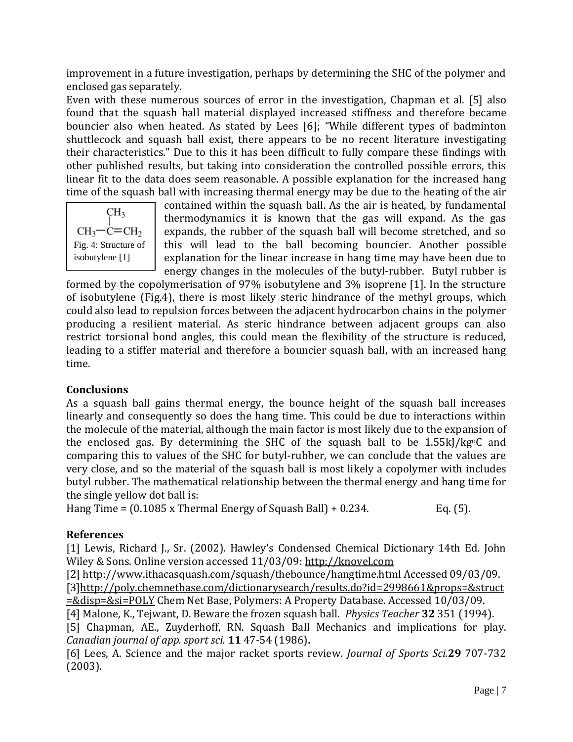improvement in a future investigation, perhaps by determining the SHC of the polymer and enclosed gas separately.

Even with these numerous sources of error in the investigation, Chapman et al. [5] also found that the squash ball material displayed increased stiffness and therefore became bouncier also when heated. As stated by Lees [6]; "While different types of badminton shuttlecock and squash ball exist, there appears to be no recent literature investigating their characteristics." Due to this it has been difficult to fully compare these findings with other published results, but taking into consideration the controlled possible errors, this linear fit to the data does seem reasonable. A possible explanation for the increased hang time of the squash ball with increasing thermal energy may be due to the heating of the air contained within the squash ball. As the air is heated, by fundamental thermodynamics it is known that the gas will expand. As the gas expands, the rubber of the squash ball will become stretched, and so this will lead to the ball becoming bouncier. Another possible explanation for the linear increase in hang time may have been due to energy changes in the molecules of the butyl-rubber. Butyl rubber is formed by the copolymerisation of 97% isobutylene and 3% isoprene [1]. In the structure of isobutylene (Fig.4), there is most likely steric hindrance of the methyl groups, which could also lead to repulsion forces between the adjacent hydrocarbon chains in the polymer producing a resilient material. As steric hindrance between adjacent groups can also restrict torsional bond angles, this could mean the flexibility of the structure is reduced, leading to a stiffer material and therefore a bouncier squash ball, with an increased hang time.

$CH_3$

$CH_3-C=CH_2$

Fig. 4: Structure of isobutylene [1]

## Conclusions

As a squash ball gains thermal energy, the bounce height of the squash ball increases linearly and consequently so does the hang time. This could be due to interactions within the molecule of the material, although the main factor is most likely due to the expansion of the enclosed gas. By determining the SHC of the squash ball to be 1.55kJ/kg$^{o}$C and comparing this to values of the SHC for butyl-rubber, we can conclude that the values are very close, and so the material of the squash ball is most likely a copolymer with includes butyl rubber. The mathematical relationship between the thermal energy and hang time for the single yellow dot ball is:

Hang Time = (0.1085 x Thermal Energy of Squash Ball) + 0.234. Eq. (5).

## References

[1] Lewis, Richard J., Sr. (2002). Hawley's Condensed Chemical Dictionary 14th Ed. John Wiley & Sons. Online version accessed 11/03/09: http://knovel.com

[2] http://www.ithacasquash.com/squash/thebounce/hangtime.html Accessed 09/03/09.

[3]http://poly.chemnetbase.com/dictionarysearch/results.do?id=2998661&props=&struct=&disp=&si=POLY Chem Net Base, Polymers: A Property Database. Accessed 10/03/09.

[4] Malone, K., Tejwant, D. Beware the frozen squash ball. *Physics Teacher* **32** 351 (1994).

[5] Chapman, AE., Zuyderhoff, RN. Squash Ball Mechanics and implications for play. *Canadian journal of app. sport sci.* **11** 47-54 (1986).

[6] Lees, A. Science and the major racket sports review. *Journal of Sports Sci.***29** 707-732 (2003).